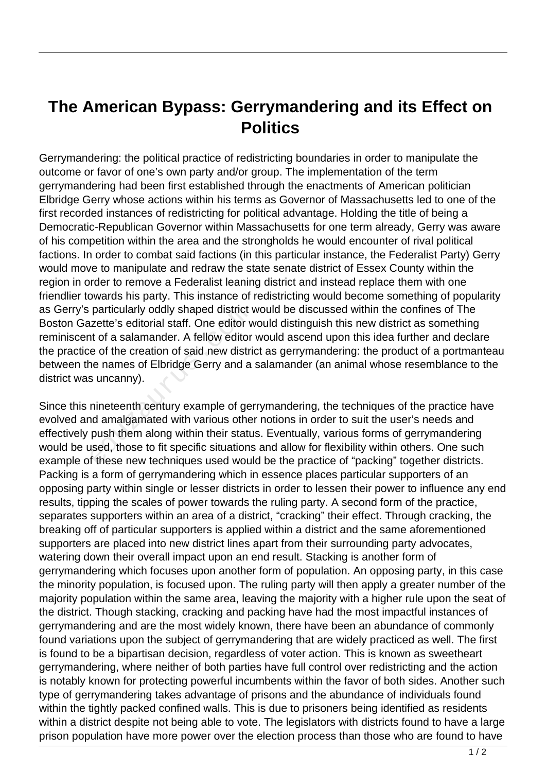# The American Bypass: Gerrymandering and its Effect on Politics

Gerrymandering: the political practice of redistricting boundaries in order to manipulate the outcome or favor of one's own party and/or group. The implementation of the term gerrymandering had been first established through the enactments of American politician Elbridge Gerry whose actions within his terms as Governor of Massachusetts led to one of the first recorded instances of redistricting for political advantage. Holding the title of being a Democratic-Republican Governor within Massachusetts for one term already, Gerry was aware of his competition within the area and the strongholds he would encounter of rival political factions. In order to combat said factions (in this particular instance, the Federalist Party) Gerry would move to manipulate and redraw the state senate district of Essex County within the region in order to remove a Federalist leaning district and instead replace them with one friendlier towards his party. This instance of redistricting would become something of popularity as Gerry's particularly oddly shaped district would be discussed within the confines of The Boston Gazette's editorial staff. One editor would distinguish this new district as something reminiscent of a salamander. A fellow editor would ascend upon this idea further and declare the practice of the creation of said new district as gerrymandering: the product of a portmanteau between the names of Elbridge Gerry and a salamander (an animal whose resemblance to the district was uncanny).

Since this nineteenth century example of gerrymandering, the techniques of the practice have evolved and amalgamated with various other notions in order to suit the user's needs and effectively push them along within their status. Eventually, various forms of gerrymandering would be used, those to fit specific situations and allow for flexibility within others. One such example of these new techniques used would be the practice of "packing" together districts. Packing is a form of gerrymandering which in essence places particular supporters of an opposing party within single or lesser districts in order to lessen their power to influence any end results, tipping the scales of power towards the ruling party. A second form of the practice, separates supporters within an area of a district, "cracking" their effect. Through cracking, the breaking off of particular supporters is applied within a district and the same aforementioned supporters are placed into new district lines apart from their surrounding party advocates, watering down their overall impact upon an end result. Stacking is another form of gerrymandering which focuses upon another form of population. An opposing party, in this case the minority population, is focused upon. The ruling party will then apply a greater number of the majority population within the same area, leaving the majority with a higher rule upon the seat of the district. Though stacking, cracking and packing have had the most impactful instances of gerrymandering and are the most widely known, there have been an abundance of commonly found variations upon the subject of gerrymandering that are widely practiced as well. The first is found to be a bipartisan decision, regardless of voter action. This is known as sweetheart gerrymandering, where neither of both parties have full control over redistricting and the action is notably known for protecting powerful incumbents within the favor of both sides. Another such type of gerrymandering takes advantage of prisons and the abundance of individuals found within the tightly packed confined walls. This is due to prisoners being identified as residents within a district despite not being able to vote. The legislators with districts found to have a large prison population have more power over the election process than those who are found to have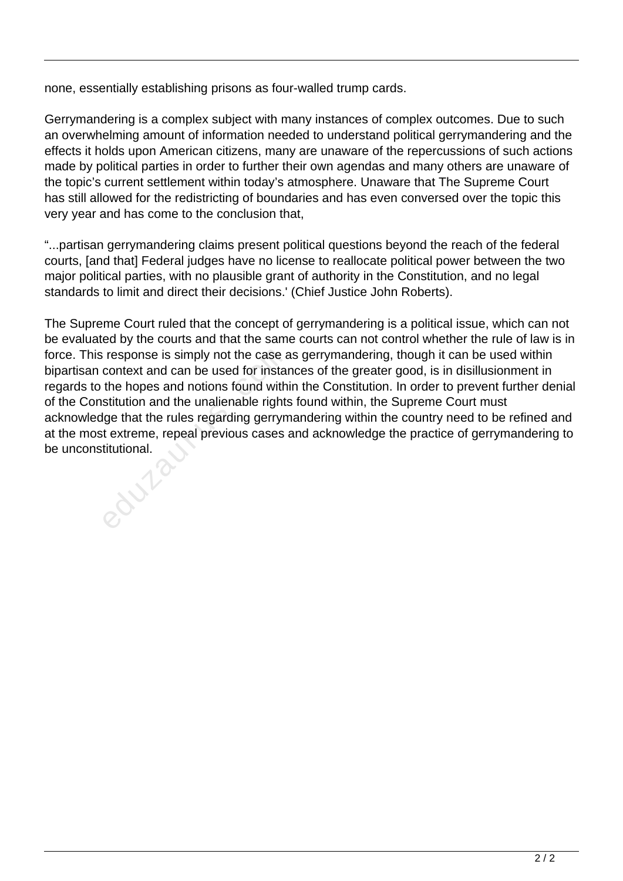none, essentially establishing prisons as four-walled trump cards.

Gerrymandering is a complex subject with many instances of complex outcomes. Due to such an overwhelming amount of information needed to understand political gerrymandering and the effects it holds upon American citizens, many are unaware of the repercussions of such actions made by political parties in order to further their own agendas and many others are unaware of the topic's current settlement within today's atmosphere. Unaware that The Supreme Court has still allowed for the redistricting of boundaries and has even conversed over the topic this very year and has come to the conclusion that,

"...partisan gerrymandering claims present political questions beyond the reach of the federal courts, [and that] Federal judges have no license to reallocate political power between the two major political parties, with no plausible grant of authority in the Constitution, and no legal standards to limit and direct their decisions.' (Chief Justice John Roberts).

The Supreme Court ruled that the concept of gerrymandering is a political issue, which can not be evaluated by the courts and that the same courts can not control whether the rule of law is in force. This response is simply not the case as gerrymandering, though it can be used within bipartisan context and can be used for instances of the greater good, is in disillusionment in regards to the hopes and notions found within the Constitution. In order to prevent further denial of the Constitution and the unalienable rights found within, the Supreme Court must acknowledge that the rules regarding gerrymandering within the country need to be refined and at the most extreme, repeal previous cases and acknowledge the practice of gerrymandering to be unconstitutional.